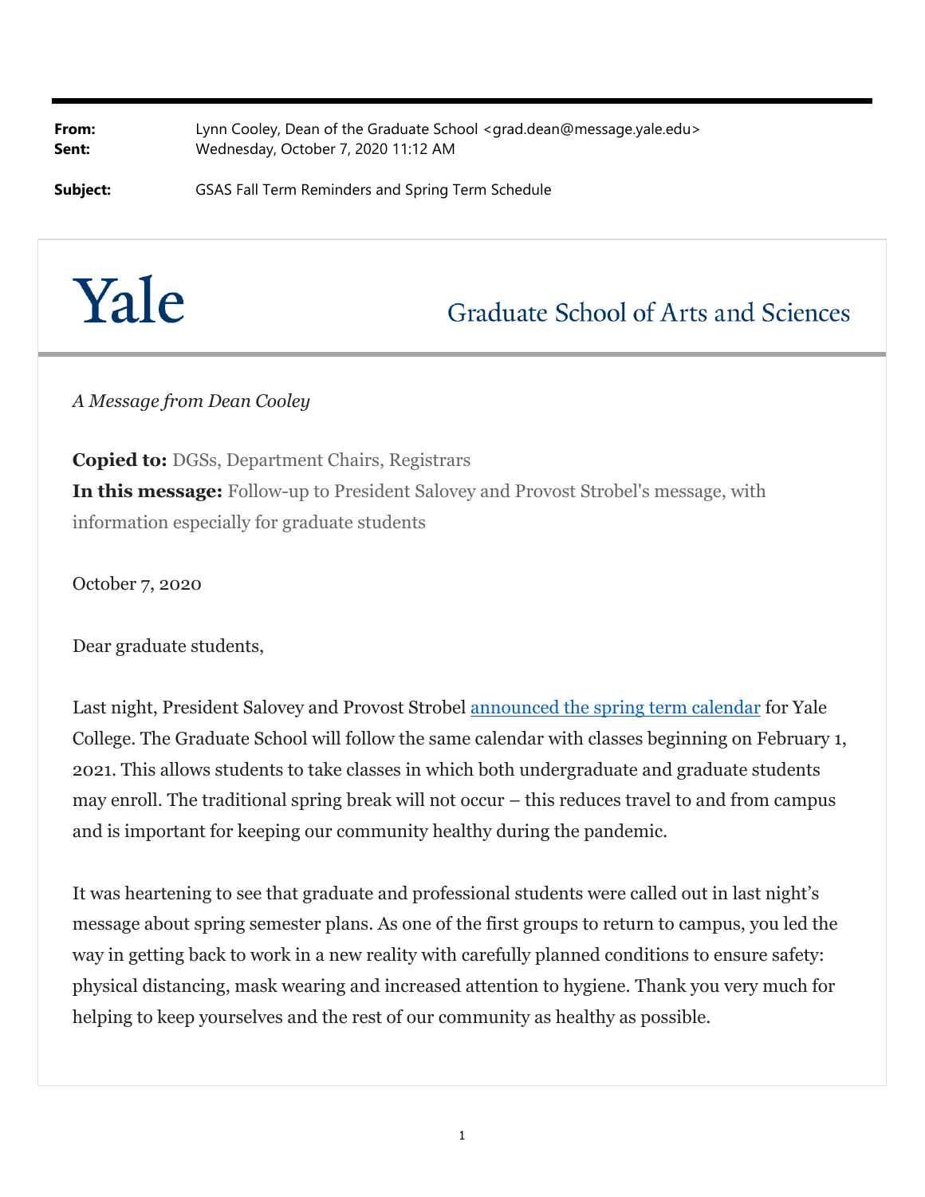**From:** Lynn Cooley, Dean of the Graduate School <grad.dean@message.yale.edu>
**Sent:** Wednesday, October 7, 2020 11:12 AM

**Subject:** GSAS Fall Term Reminders and Spring Term Schedule

# Yale

## Graduate School of Arts and Sciences

*A Message from Dean Cooley*

**Copied to:** DGSs, Department Chairs, Registrars
**In this message:** Follow-up to President Salovey and Provost Strobel's message, with information especially for graduate students

October 7, 2020

Dear graduate students,

Last night, President Salovey and Provost Strobel [announced the spring term calendar]() for Yale College. The Graduate School will follow the same calendar with classes beginning on February 1, 2021. This allows students to take classes in which both undergraduate and graduate students may enroll. The traditional spring break will not occur – this reduces travel to and from campus and is important for keeping our community healthy during the pandemic.

It was heartening to see that graduate and professional students were called out in last night's message about spring semester plans. As one of the first groups to return to campus, you led the way in getting back to work in a new reality with carefully planned conditions to ensure safety: physical distancing, mask wearing and increased attention to hygiene. Thank you very much for helping to keep yourselves and the rest of our community as healthy as possible.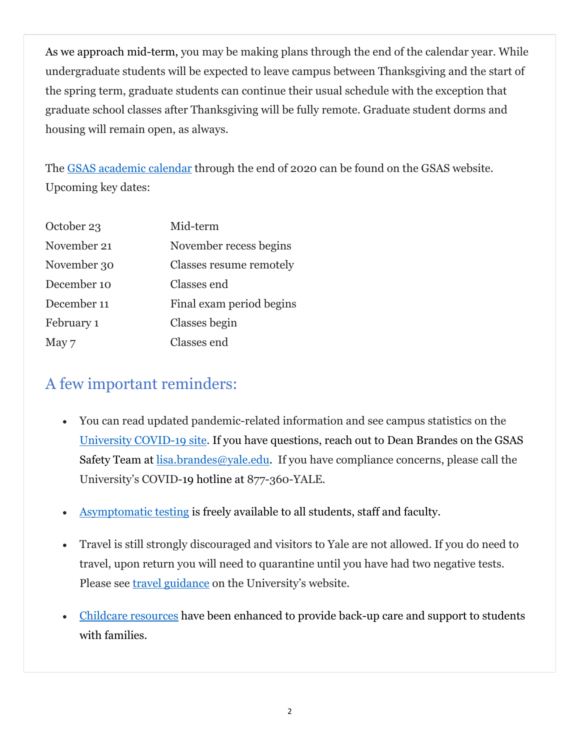As we approach mid-term, you may be making plans through the end of the calendar year. While undergraduate students will be expected to leave campus between Thanksgiving and the start of the spring term, graduate students can continue their usual schedule with the exception that graduate school classes after Thanksgiving will be fully remote. Graduate student dorms and housing will remain open, as always.

The [GSAS academic calendar]() through the end of 2020 can be found on the GSAS website. Upcoming key dates:

| | |
|---|---|
| October 23 | Mid-term |
| November 21 | November recess begins |
| November 30 | Classes resume remotely |
| December 10 | Classes end |
| December 11 | Final exam period begins |
| February 1 | Classes begin |
| May 7 | Classes end |

## A few important reminders:

- You can read updated pandemic-related information and see campus statistics on the [University COVID-19 site](). If you have questions, reach out to Dean Brandes on the GSAS Safety Team at [lisa.brandes@yale.edu](mailto:lisa.brandes@yale.edu). If you have compliance concerns, please call the University's COVID-19 hotline at 877-360-YALE.

- [Asymptomatic testing]() is freely available to all students, staff and faculty.

- Travel is still strongly discouraged and visitors to Yale are not allowed. If you do need to travel, upon return you will need to quarantine until you have had two negative tests. Please see [travel guidance]() on the University's website.

- [Childcare resources]() have been enhanced to provide back-up care and support to students with families.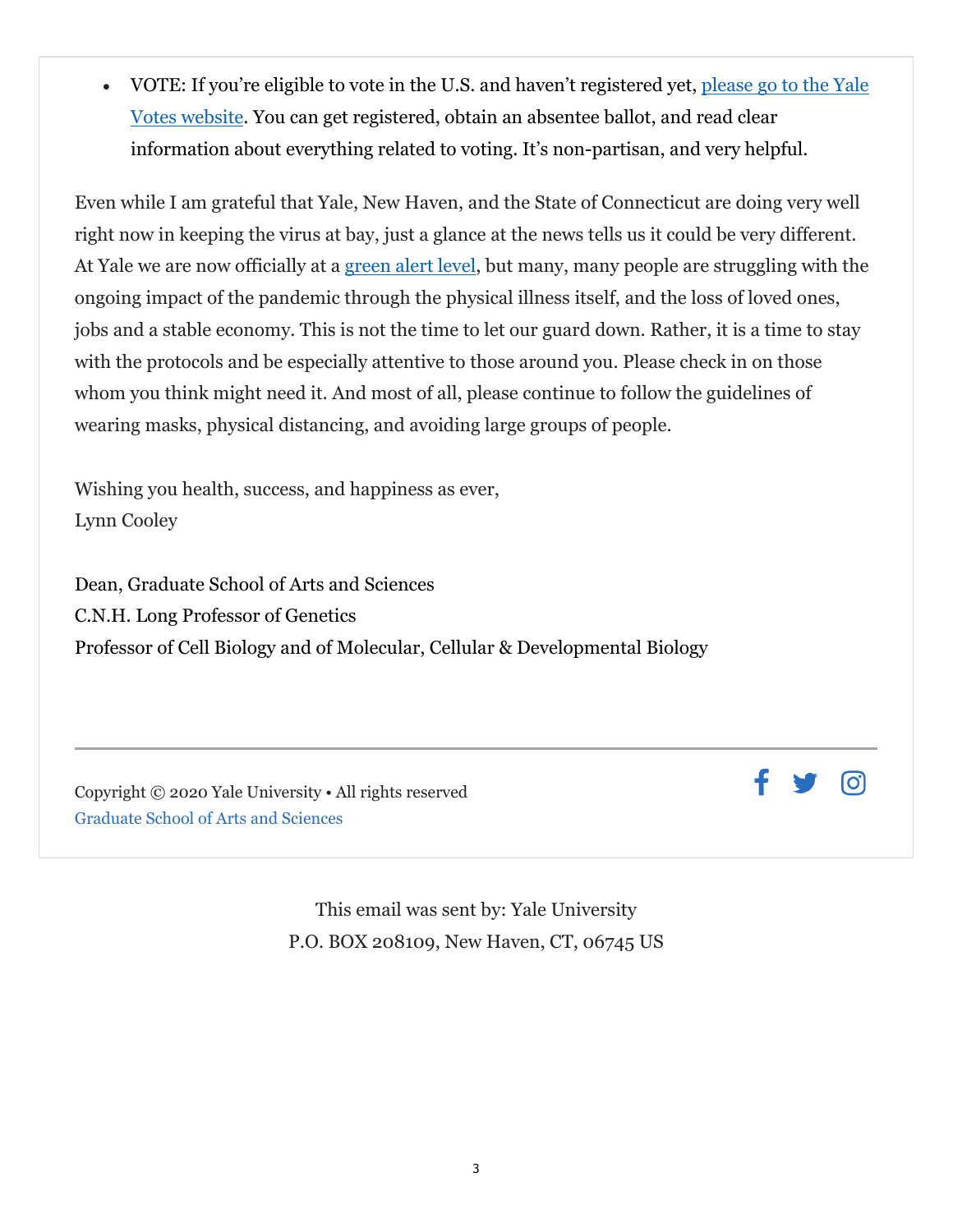- VOTE: If you're eligible to vote in the U.S. and haven't registered yet, please go to the Yale Votes website. You can get registered, obtain an absentee ballot, and read clear information about everything related to voting. It's non-partisan, and very helpful.

Even while I am grateful that Yale, New Haven, and the State of Connecticut are doing very well right now in keeping the virus at bay, just a glance at the news tells us it could be very different. At Yale we are now officially at a green alert level, but many, many people are struggling with the ongoing impact of the pandemic through the physical illness itself, and the loss of loved ones, jobs and a stable economy. This is not the time to let our guard down. Rather, it is a time to stay with the protocols and be especially attentive to those around you. Please check in on those whom you think might need it. And most of all, please continue to follow the guidelines of wearing masks, physical distancing, and avoiding large groups of people.

Wishing you health, success, and happiness as ever,
Lynn Cooley

Dean, Graduate School of Arts and Sciences
C.N.H. Long Professor of Genetics
Professor of Cell Biology and of Molecular, Cellular & Developmental Biology

---

Copyright © 2020 Yale University • All rights reserved
Graduate School of Arts and Sciences

This email was sent by: Yale University
P.O. BOX 208109, New Haven, CT, 06745 US